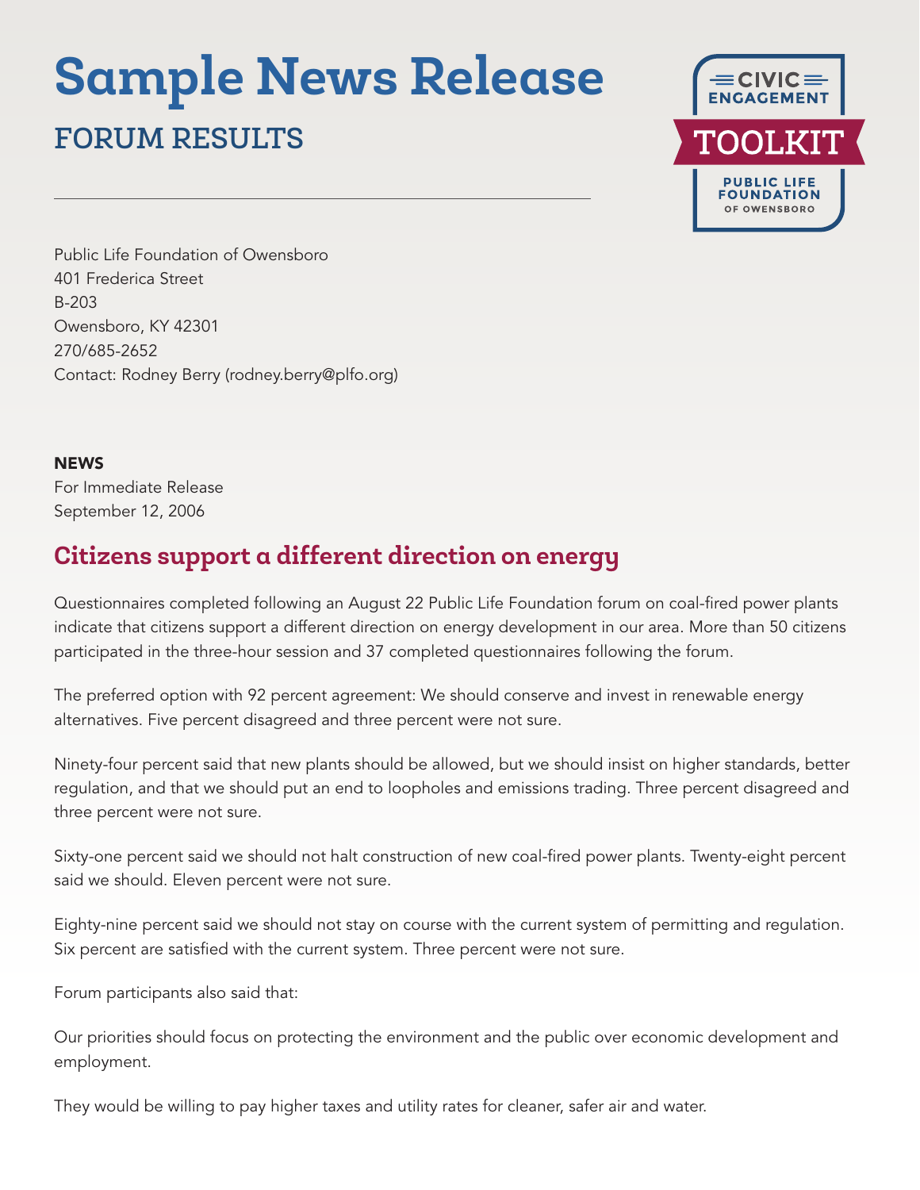# Sample News Release

## FORUM RESULTS

CIVIC ENGAGEMENT TOOLKIT
PUBLIC LIFE FOUNDATION OF OWENSBORO

Public Life Foundation of Owensboro
401 Frederica Street
B-203
Owensboro, KY 42301
270/685-2652
Contact: Rodney Berry (rodney.berry@plfo.org)

**NEWS**
For Immediate Release
September 12, 2006

## Citizens support a different direction on energy

Questionnaires completed following an August 22 Public Life Foundation forum on coal-fired power plants indicate that citizens support a different direction on energy development in our area. More than 50 citizens participated in the three-hour session and 37 completed questionnaires following the forum.

The preferred option with 92 percent agreement: We should conserve and invest in renewable energy alternatives. Five percent disagreed and three percent were not sure.

Ninety-four percent said that new plants should be allowed, but we should insist on higher standards, better regulation, and that we should put an end to loopholes and emissions trading. Three percent disagreed and three percent were not sure.

Sixty-one percent said we should not halt construction of new coal-fired power plants. Twenty-eight percent said we should. Eleven percent were not sure.

Eighty-nine percent said we should not stay on course with the current system of permitting and regulation. Six percent are satisfied with the current system. Three percent were not sure.

Forum participants also said that:

Our priorities should focus on protecting the environment and the public over economic development and employment.

They would be willing to pay higher taxes and utility rates for cleaner, safer air and water.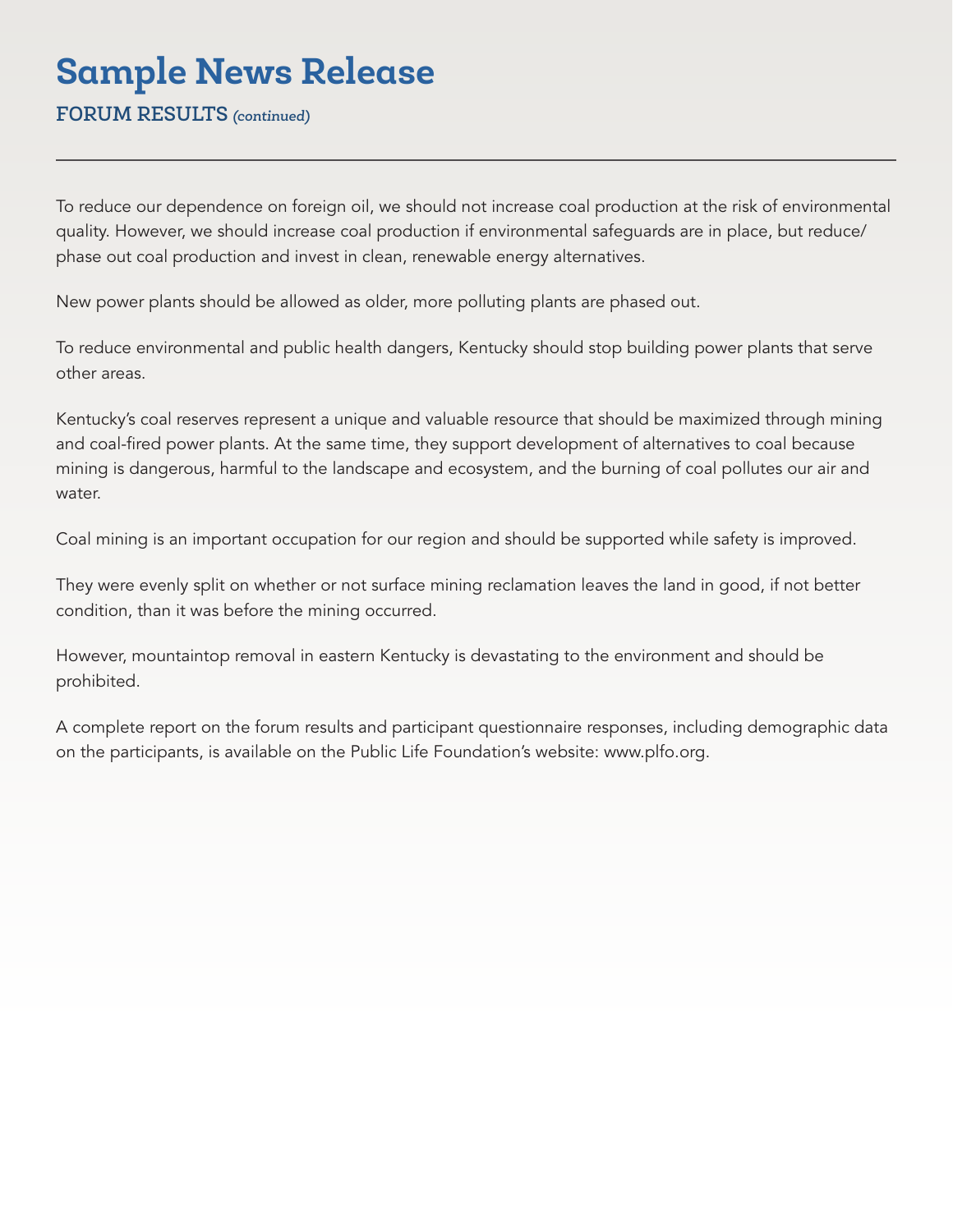# Sample News Release

## FORUM RESULTS *(continued)*

To reduce our dependence on foreign oil, we should not increase coal production at the risk of environmental quality. However, we should increase coal production if environmental safeguards are in place, but reduce/phase out coal production and invest in clean, renewable energy alternatives.

New power plants should be allowed as older, more polluting plants are phased out.

To reduce environmental and public health dangers, Kentucky should stop building power plants that serve other areas.

Kentucky's coal reserves represent a unique and valuable resource that should be maximized through mining and coal-fired power plants. At the same time, they support development of alternatives to coal because mining is dangerous, harmful to the landscape and ecosystem, and the burning of coal pollutes our air and water.

Coal mining is an important occupation for our region and should be supported while safety is improved.

They were evenly split on whether or not surface mining reclamation leaves the land in good, if not better condition, than it was before the mining occurred.

However, mountaintop removal in eastern Kentucky is devastating to the environment and should be prohibited.

A complete report on the forum results and participant questionnaire responses, including demographic data on the participants, is available on the Public Life Foundation's website: www.plfo.org.